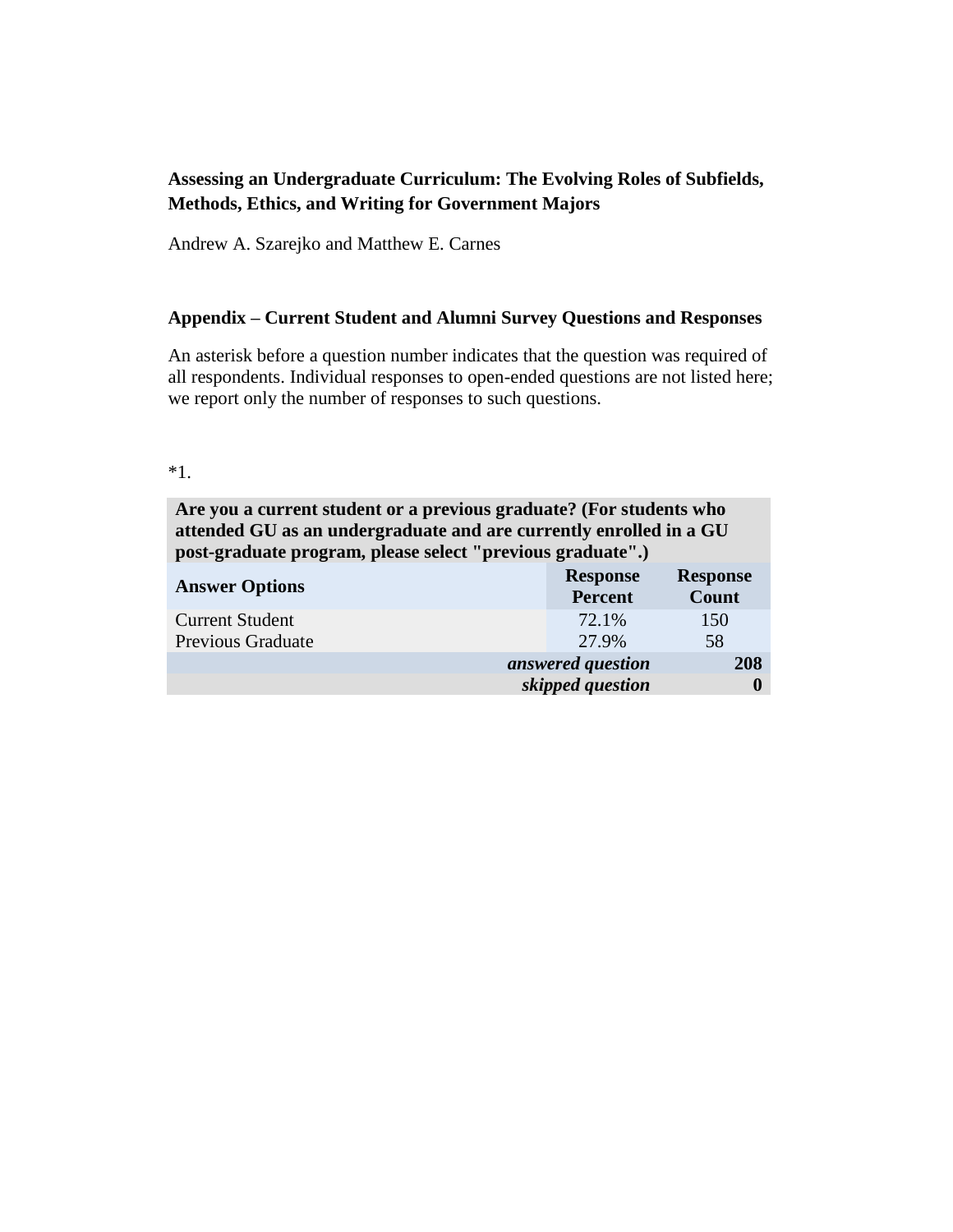**Assessing an Undergraduate Curriculum: The Evolving Roles of Subfields, Methods, Ethics, and Writing for Government Majors**

Andrew A. Szarejko and Matthew E. Carnes

**Appendix – Current Student and Alumni Survey Questions and Responses**

An asterisk before a question number indicates that the question was required of all respondents. Individual responses to open-ended questions are not listed here; we report only the number of responses to such questions.

*1.

| **Are you a current student or a previous graduate? (For students who attended GU as an undergraduate and are currently enrolled in a GU post-graduate program, please select "previous graduate".)** | | |
|---|---|---|
| **Answer Options** | **Response Percent** | **Response Count** |
| Current Student | 72.1% | 150 |
| Previous Graduate | 27.9% | 58 |
| | ***answered question*** | **208** |
| | ***skipped question*** | **0** |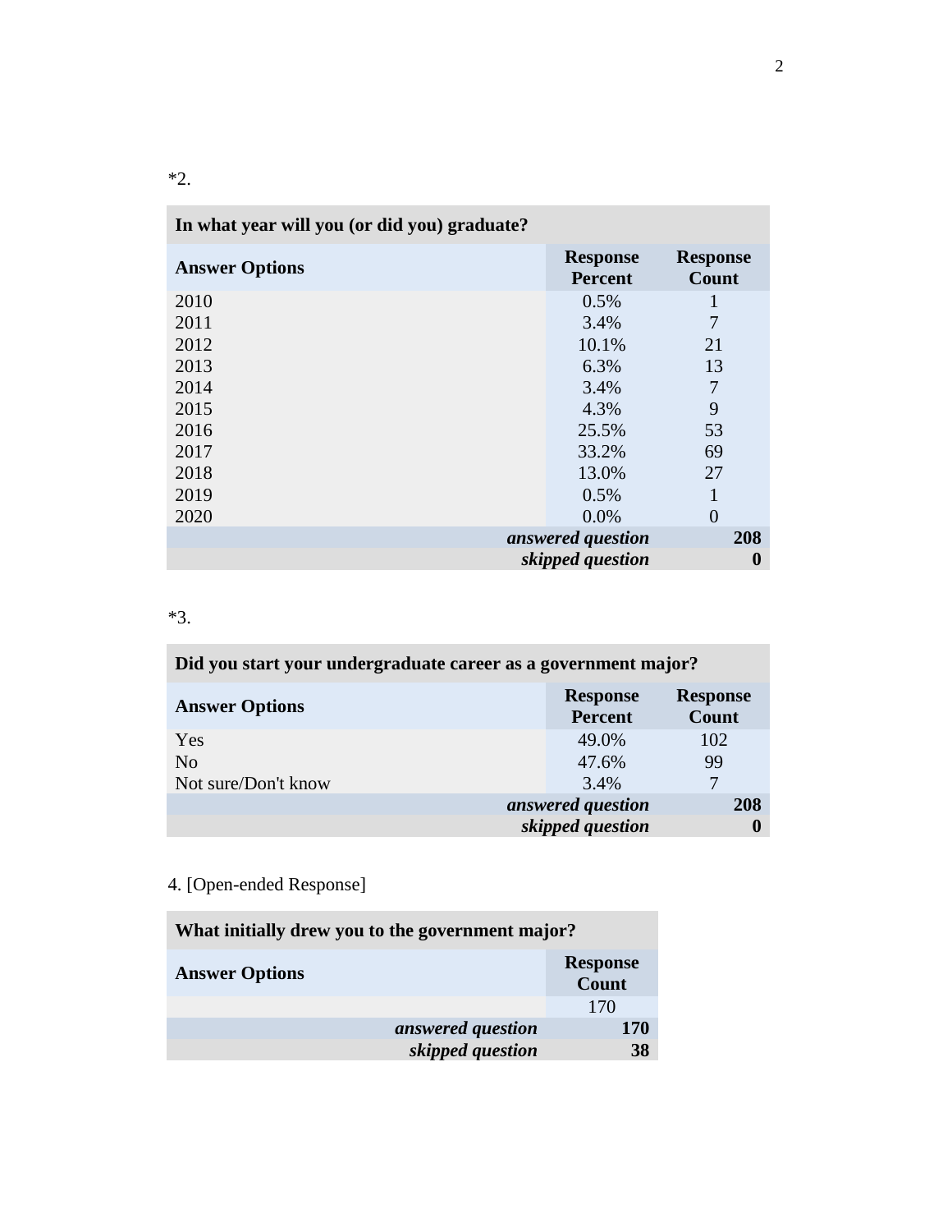*2.

| In what year will you (or did you) graduate? | | |
|---|---|---|
| **Answer Options** | **Response Percent** | **Response Count** |
| 2010 | 0.5% | 1 |
| 2011 | 3.4% | 7 |
| 2012 | 10.1% | 21 |
| 2013 | 6.3% | 13 |
| 2014 | 3.4% | 7 |
| 2015 | 4.3% | 9 |
| 2016 | 25.5% | 53 |
| 2017 | 33.2% | 69 |
| 2018 | 13.0% | 27 |
| 2019 | 0.5% | 1 |
| 2020 | 0.0% | 0 |
| | ***answered question*** | **208** |
| | ***skipped question*** | **0** |

*3.

| Did you start your undergraduate career as a government major? | | |
|---|---|---|
| **Answer Options** | **Response Percent** | **Response Count** |
| Yes | 49.0% | 102 |
| No | 47.6% | 99 |
| Not sure/Don't know | 3.4% | 7 |
| | ***answered question*** | **208** |
| | ***skipped question*** | **0** |

4. [Open-ended Response]

| What initially drew you to the government major? | |
|---|---|
| **Answer Options** | **Response Count** |
| | 170 |
| ***answered question*** | **170** |
| ***skipped question*** | **38** |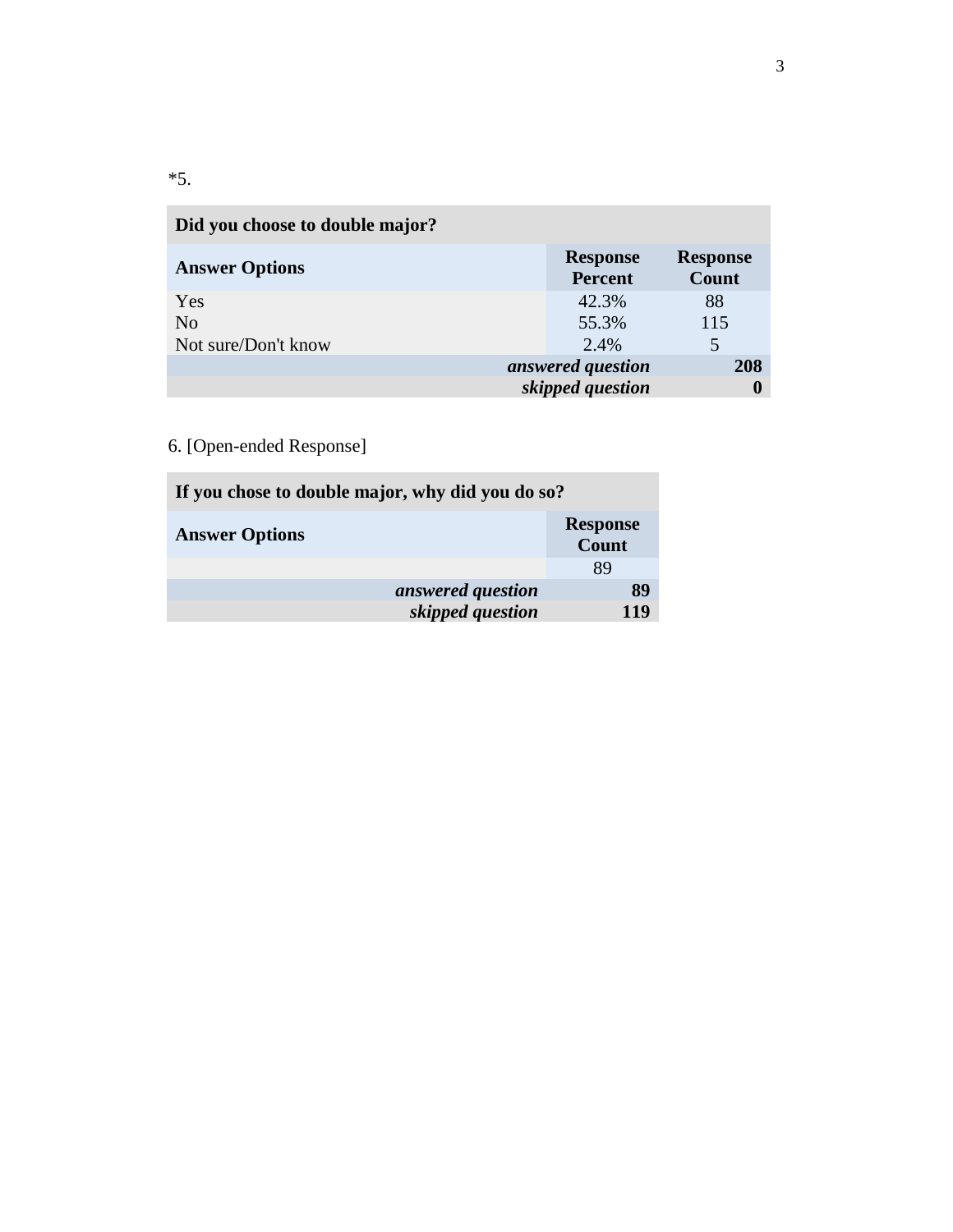*5.

| Did you choose to double major? | | |
|---|---|---|
| **Answer Options** | **Response Percent** | **Response Count** |
| Yes | 42.3% | 88 |
| No | 55.3% | 115 |
| Not sure/Don't know | 2.4% | 5 |
| | ***answered question*** | **208** |
| | ***skipped question*** | **0** |

6. [Open-ended Response]

| If you chose to double major, why did you do so? | |
|---|---|
| **Answer Options** | **Response Count** |
| | 89 |
| ***answered question*** | **89** |
| ***skipped question*** | **119** |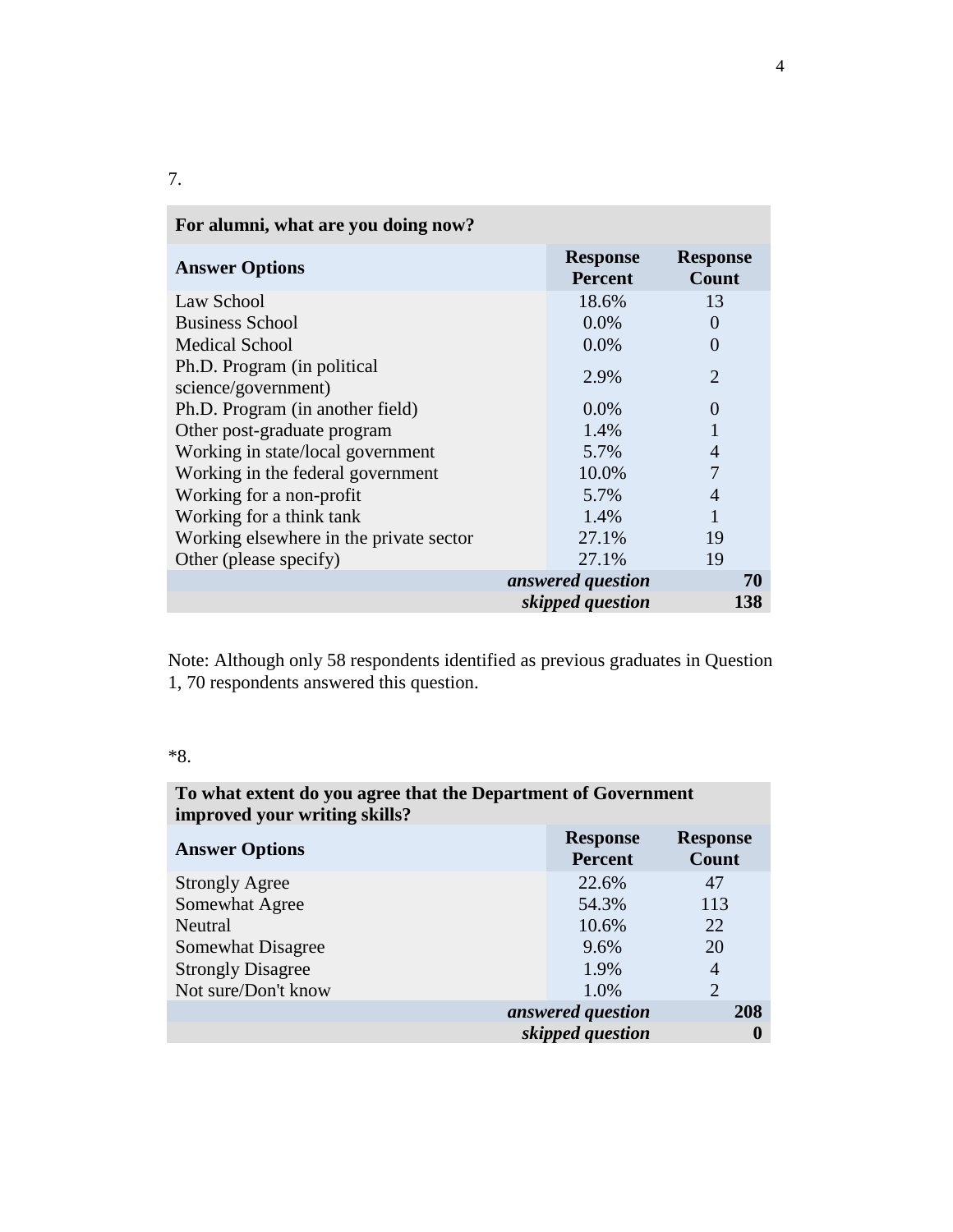7.

| For alumni, what are you doing now? | | |
|---|---|---|
| **Answer Options** | **Response Percent** | **Response Count** |
| Law School | 18.6% | 13 |
| Business School | 0.0% | 0 |
| Medical School | 0.0% | 0 |
| Ph.D. Program (in political science/government) | 2.9% | 2 |
| Ph.D. Program (in another field) | 0.0% | 0 |
| Other post-graduate program | 1.4% | 1 |
| Working in state/local government | 5.7% | 4 |
| Working in the federal government | 10.0% | 7 |
| Working for a non-profit | 5.7% | 4 |
| Working for a think tank | 1.4% | 1 |
| Working elsewhere in the private sector | 27.1% | 19 |
| Other (please specify) | 27.1% | 19 |
| | ***answered question*** | **70** |
| | ***skipped question*** | **138** |

Note: Although only 58 respondents identified as previous graduates in Question 1, 70 respondents answered this question.

*8.

| To what extent do you agree that the Department of Government improved your writing skills? | | |
|---|---|---|
| **Answer Options** | **Response Percent** | **Response Count** |
| Strongly Agree | 22.6% | 47 |
| Somewhat Agree | 54.3% | 113 |
| Neutral | 10.6% | 22 |
| Somewhat Disagree | 9.6% | 20 |
| Strongly Disagree | 1.9% | 4 |
| Not sure/Don't know | 1.0% | 2 |
| | ***answered question*** | **208** |
| | ***skipped question*** | **0** |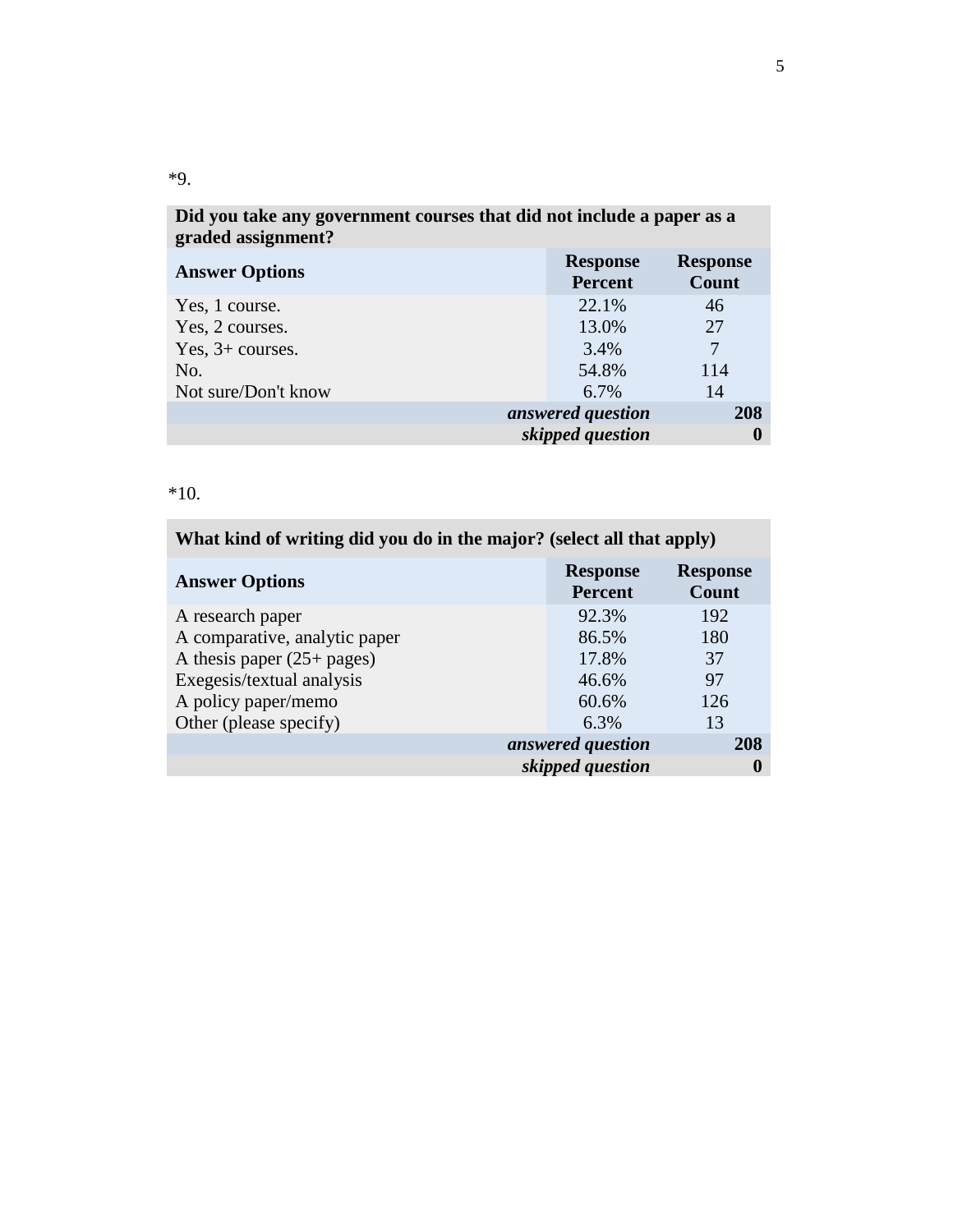*9.

| Did you take any government courses that did not include a paper as a graded assignment? | | |
|---|---|---|
| **Answer Options** | **Response Percent** | **Response Count** |
| Yes, 1 course. | 22.1% | 46 |
| Yes, 2 courses. | 13.0% | 27 |
| Yes, 3+ courses. | 3.4% | 7 |
| No. | 54.8% | 114 |
| Not sure/Don't know | 6.7% | 14 |
| | ***answered question*** | **208** |
| | ***skipped question*** | **0** |

*10.

| What kind of writing did you do in the major? (select all that apply) | | |
|---|---|---|
| **Answer Options** | **Response Percent** | **Response Count** |
| A research paper | 92.3% | 192 |
| A comparative, analytic paper | 86.5% | 180 |
| A thesis paper (25+ pages) | 17.8% | 37 |
| Exegesis/textual analysis | 46.6% | 97 |
| A policy paper/memo | 60.6% | 126 |
| Other (please specify) | 6.3% | 13 |
| | ***answered question*** | **208** |
| | ***skipped question*** | **0** |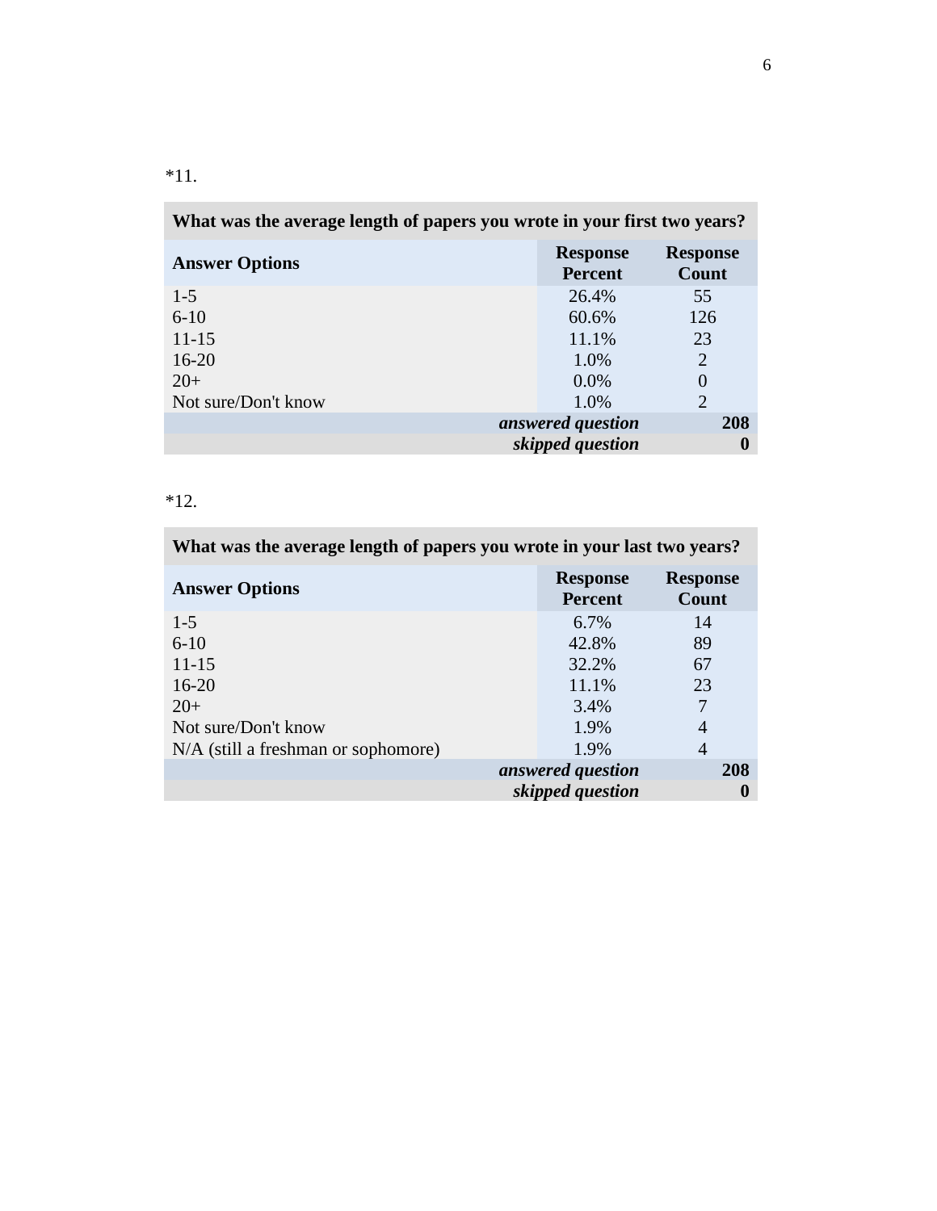*11.

| What was the average length of papers you wrote in your first two years? | | |
|---|---|---|
| **Answer Options** | **Response Percent** | **Response Count** |
| 1-5 | 26.4% | 55 |
| 6-10 | 60.6% | 126 |
| 11-15 | 11.1% | 23 |
| 16-20 | 1.0% | 2 |
| 20+ | 0.0% | 0 |
| Not sure/Don't know | 1.0% | 2 |
| | ***answered question*** | **208** |
| | ***skipped question*** | **0** |

*12.

| What was the average length of papers you wrote in your last two years? | | |
|---|---|---|
| **Answer Options** | **Response Percent** | **Response Count** |
| 1-5 | 6.7% | 14 |
| 6-10 | 42.8% | 89 |
| 11-15 | 32.2% | 67 |
| 16-20 | 11.1% | 23 |
| 20+ | 3.4% | 7 |
| Not sure/Don't know | 1.9% | 4 |
| N/A (still a freshman or sophomore) | 1.9% | 4 |
| | ***answered question*** | **208** |
| | ***skipped question*** | **0** |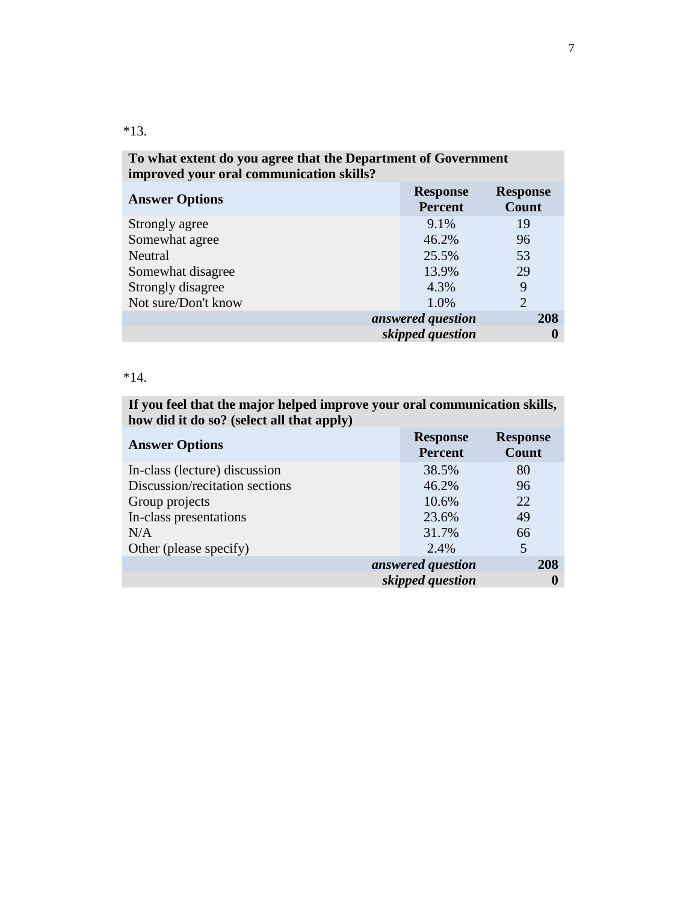*13.

| To what extent do you agree that the Department of Government improved your oral communication skills? | | |
|---|---|---|
| **Answer Options** | **Response Percent** | **Response Count** |
| Strongly agree | 9.1% | 19 |
| Somewhat agree | 46.2% | 96 |
| Neutral | 25.5% | 53 |
| Somewhat disagree | 13.9% | 29 |
| Strongly disagree | 4.3% | 9 |
| Not sure/Don't know | 1.0% | 2 |
| | ***answered question*** | **208** |
| | ***skipped question*** | **0** |

*14.

| If you feel that the major helped improve your oral communication skills, how did it do so? (select all that apply) | | |
|---|---|---|
| **Answer Options** | **Response Percent** | **Response Count** |
| In-class (lecture) discussion | 38.5% | 80 |
| Discussion/recitation sections | 46.2% | 96 |
| Group projects | 10.6% | 22 |
| In-class presentations | 23.6% | 49 |
| N/A | 31.7% | 66 |
| Other (please specify) | 2.4% | 5 |
| | ***answered question*** | **208** |
| | ***skipped question*** | **0** |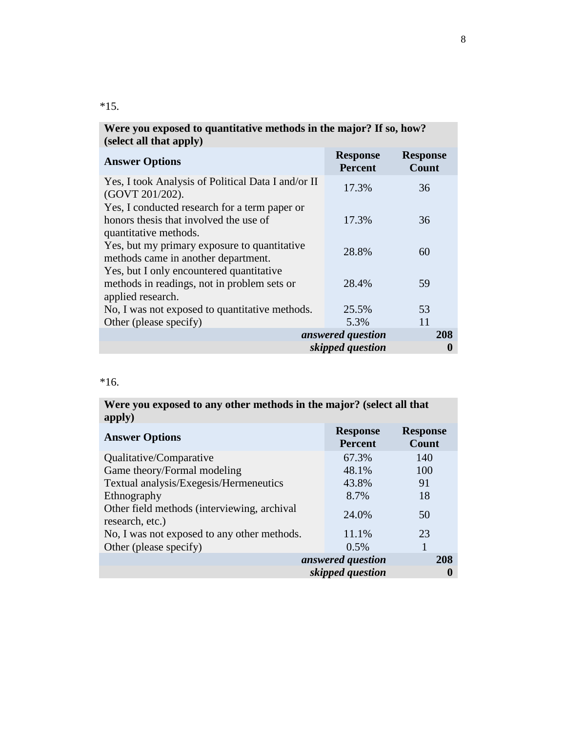*15.

| Were you exposed to quantitative methods in the major? If so, how? (select all that apply) | | |
|---|---|---|
| **Answer Options** | **Response Percent** | **Response Count** |
| Yes, I took Analysis of Political Data I and/or II (GOVT 201/202). | 17.3% | 36 |
| Yes, I conducted research for a term paper or honors thesis that involved the use of quantitative methods. | 17.3% | 36 |
| Yes, but my primary exposure to quantitative methods came in another department. | 28.8% | 60 |
| Yes, but I only encountered quantitative methods in readings, not in problem sets or applied research. | 28.4% | 59 |
| No, I was not exposed to quantitative methods. | 25.5% | 53 |
| Other (please specify) | 5.3% | 11 |
| | ***answered question*** | **208** |
| | ***skipped question*** | **0** |

*16.

| Were you exposed to any other methods in the major? (select all that apply) | | |
|---|---|---|
| **Answer Options** | **Response Percent** | **Response Count** |
| Qualitative/Comparative | 67.3% | 140 |
| Game theory/Formal modeling | 48.1% | 100 |
| Textual analysis/Exegesis/Hermeneutics | 43.8% | 91 |
| Ethnography | 8.7% | 18 |
| Other field methods (interviewing, archival research, etc.) | 24.0% | 50 |
| No, I was not exposed to any other methods. | 11.1% | 23 |
| Other (please specify) | 0.5% | 1 |
| | ***answered question*** | **208** |
| | ***skipped question*** | **0** |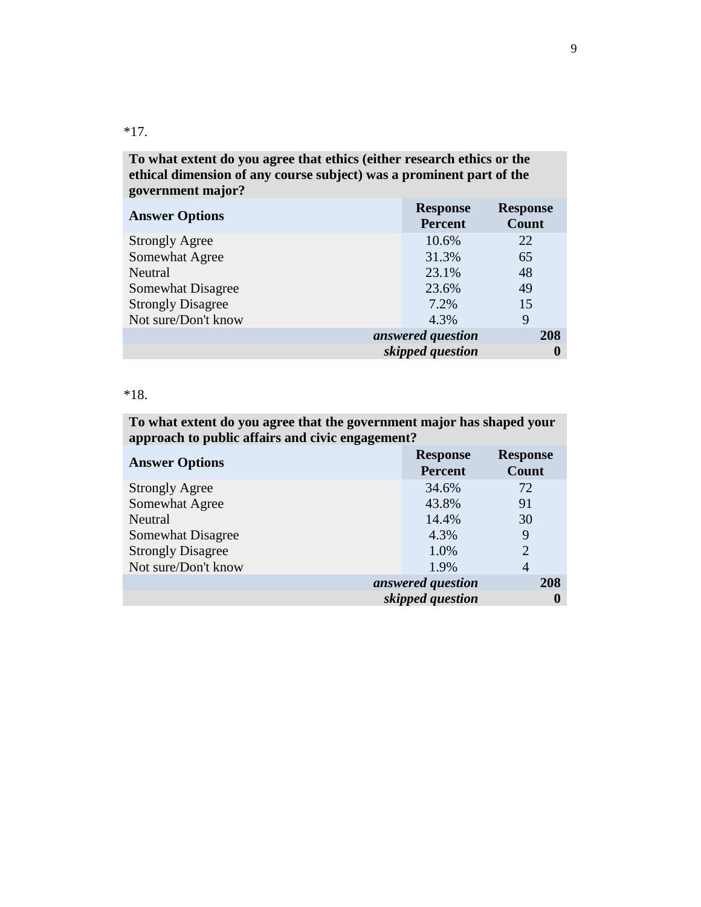*17.

| To what extent do you agree that ethics (either research ethics or the ethical dimension of any course subject) was a prominent part of the government major? | | |
|---|---|---|
| **Answer Options** | **Response Percent** | **Response Count** |
| Strongly Agree | 10.6% | 22 |
| Somewhat Agree | 31.3% | 65 |
| Neutral | 23.1% | 48 |
| Somewhat Disagree | 23.6% | 49 |
| Strongly Disagree | 7.2% | 15 |
| Not sure/Don't know | 4.3% | 9 |
| | ***answered question*** | **208** |
| | ***skipped question*** | **0** |

*18.

| To what extent do you agree that the government major has shaped your approach to public affairs and civic engagement? | | |
|---|---|---|
| **Answer Options** | **Response Percent** | **Response Count** |
| Strongly Agree | 34.6% | 72 |
| Somewhat Agree | 43.8% | 91 |
| Neutral | 14.4% | 30 |
| Somewhat Disagree | 4.3% | 9 |
| Strongly Disagree | 1.0% | 2 |
| Not sure/Don't know | 1.9% | 4 |
| | ***answered question*** | **208** |
| | ***skipped question*** | **0** |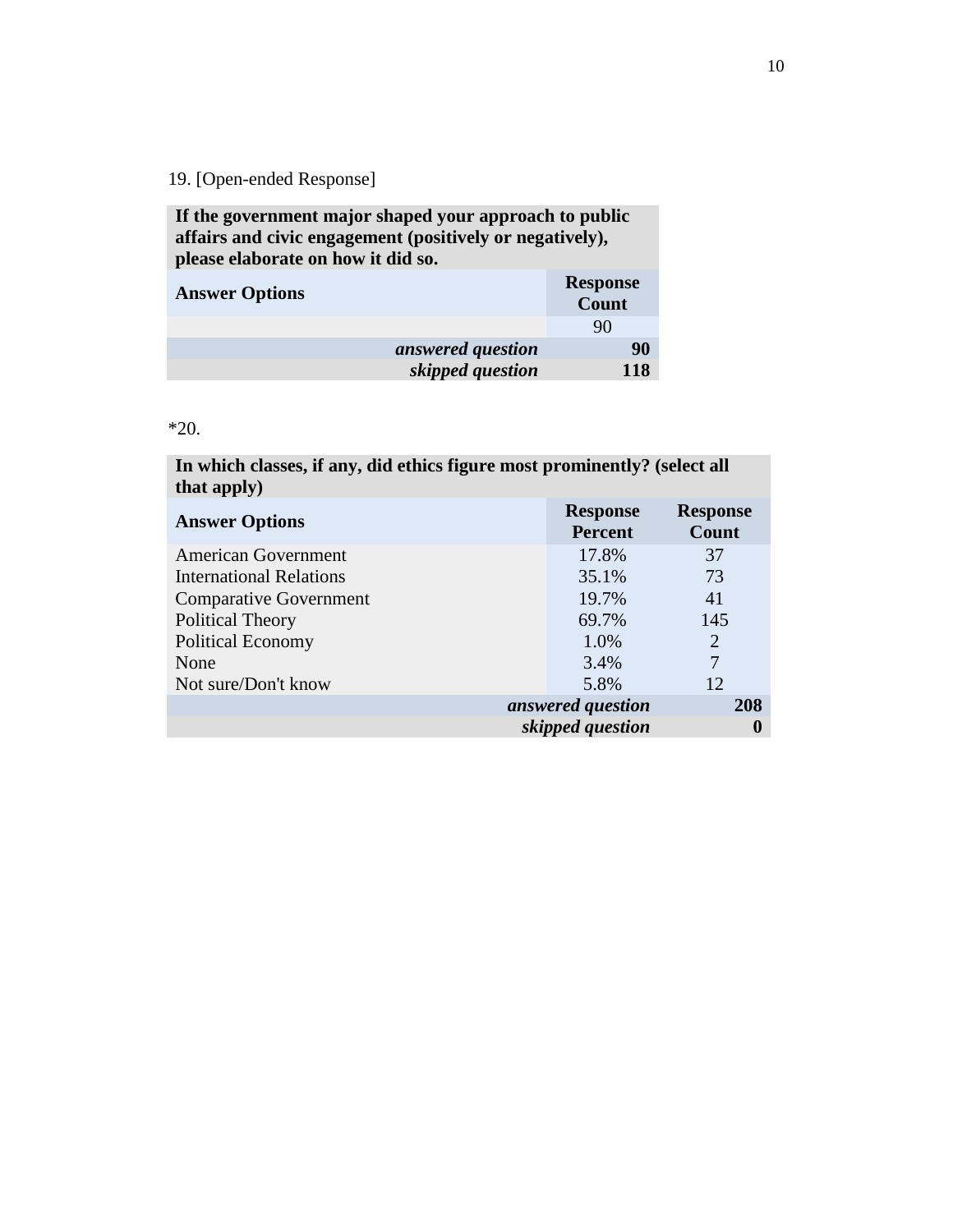19. [Open-ended Response]

| If the government major shaped your approach to public affairs and civic engagement (positively or negatively), please elaborate on how it did so. | |
|---|---|
| **Answer Options** | **Response Count** |
| | 90 |
| ***answered question*** | **90** |
| ***skipped question*** | **118** |

*20.

| In which classes, if any, did ethics figure most prominently? (select all that apply) | | |
|---|---|---|
| **Answer Options** | **Response Percent** | **Response Count** |
| American Government | 17.8% | 37 |
| International Relations | 35.1% | 73 |
| Comparative Government | 19.7% | 41 |
| Political Theory | 69.7% | 145 |
| Political Economy | 1.0% | 2 |
| None | 3.4% | 7 |
| Not sure/Don't know | 5.8% | 12 |
| | ***answered question*** | **208** |
| | ***skipped question*** | **0** |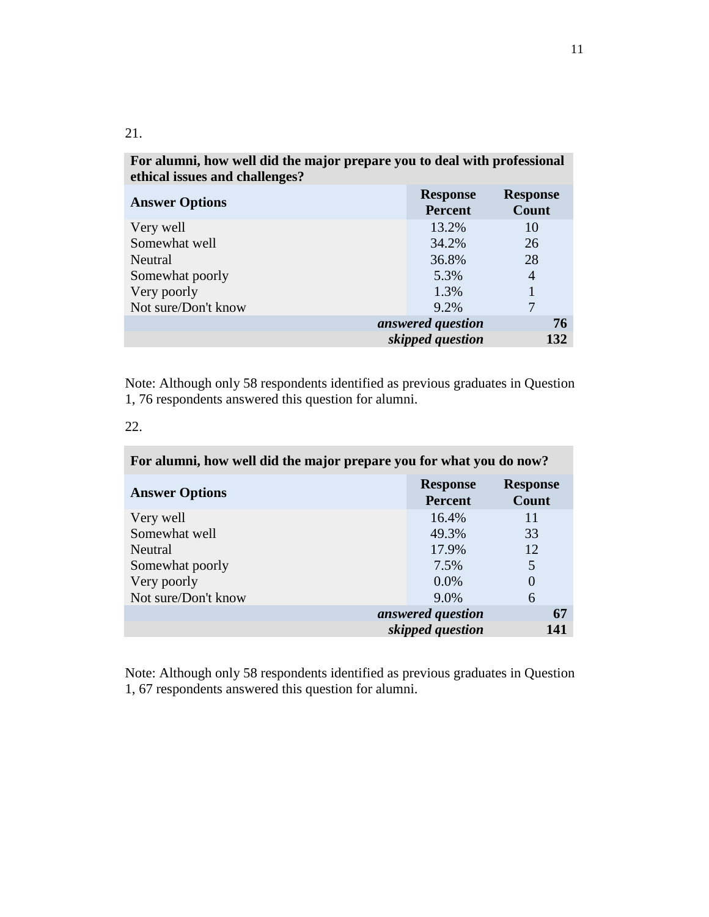21.

| For alumni, how well did the major prepare you to deal with professional ethical issues and challenges? | | |
|---|---|---|
| **Answer Options** | **Response Percent** | **Response Count** |
| Very well | 13.2% | 10 |
| Somewhat well | 34.2% | 26 |
| Neutral | 36.8% | 28 |
| Somewhat poorly | 5.3% | 4 |
| Very poorly | 1.3% | 1 |
| Not sure/Don't know | 9.2% | 7 |
| | ***answered question*** | **76** |
| | ***skipped question*** | **132** |

Note: Although only 58 respondents identified as previous graduates in Question 1, 76 respondents answered this question for alumni.

22.

| For alumni, how well did the major prepare you for what you do now? | | |
|---|---|---|
| **Answer Options** | **Response Percent** | **Response Count** |
| Very well | 16.4% | 11 |
| Somewhat well | 49.3% | 33 |
| Neutral | 17.9% | 12 |
| Somewhat poorly | 7.5% | 5 |
| Very poorly | 0.0% | 0 |
| Not sure/Don't know | 9.0% | 6 |
| | ***answered question*** | **67** |
| | ***skipped question*** | **141** |

Note: Although only 58 respondents identified as previous graduates in Question 1, 67 respondents answered this question for alumni.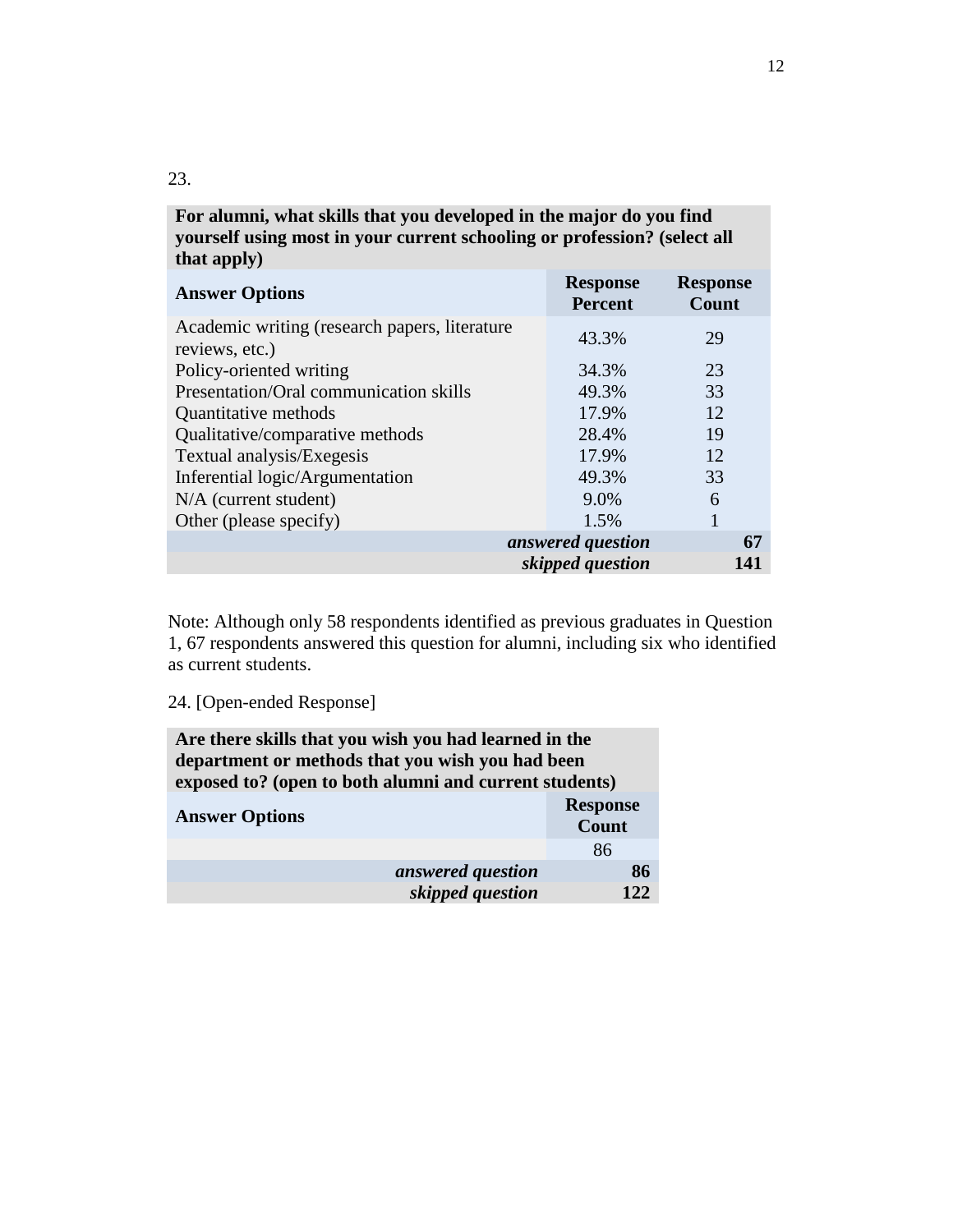23.

| For alumni, what skills that you developed in the major do you find yourself using most in your current schooling or profession? (select all that apply) | | |
|---|---|---|
| **Answer Options** | **Response Percent** | **Response Count** |
| Academic writing (research papers, literature reviews, etc.) | 43.3% | 29 |
| Policy-oriented writing | 34.3% | 23 |
| Presentation/Oral communication skills | 49.3% | 33 |
| Quantitative methods | 17.9% | 12 |
| Qualitative/comparative methods | 28.4% | 19 |
| Textual analysis/Exegesis | 17.9% | 12 |
| Inferential logic/Argumentation | 49.3% | 33 |
| N/A (current student) | 9.0% | 6 |
| Other (please specify) | 1.5% | 1 |
| | ***answered question*** | **67** |
| | ***skipped question*** | **141** |

Note: Although only 58 respondents identified as previous graduates in Question 1, 67 respondents answered this question for alumni, including six who identified as current students.

24. [Open-ended Response]

| Are there skills that you wish you had learned in the department or methods that you wish you had been exposed to? (open to both alumni and current students) | |
|---|---|
| **Answer Options** | **Response Count** |
| | 86 |
| ***answered question*** | **86** |
| ***skipped question*** | **122** |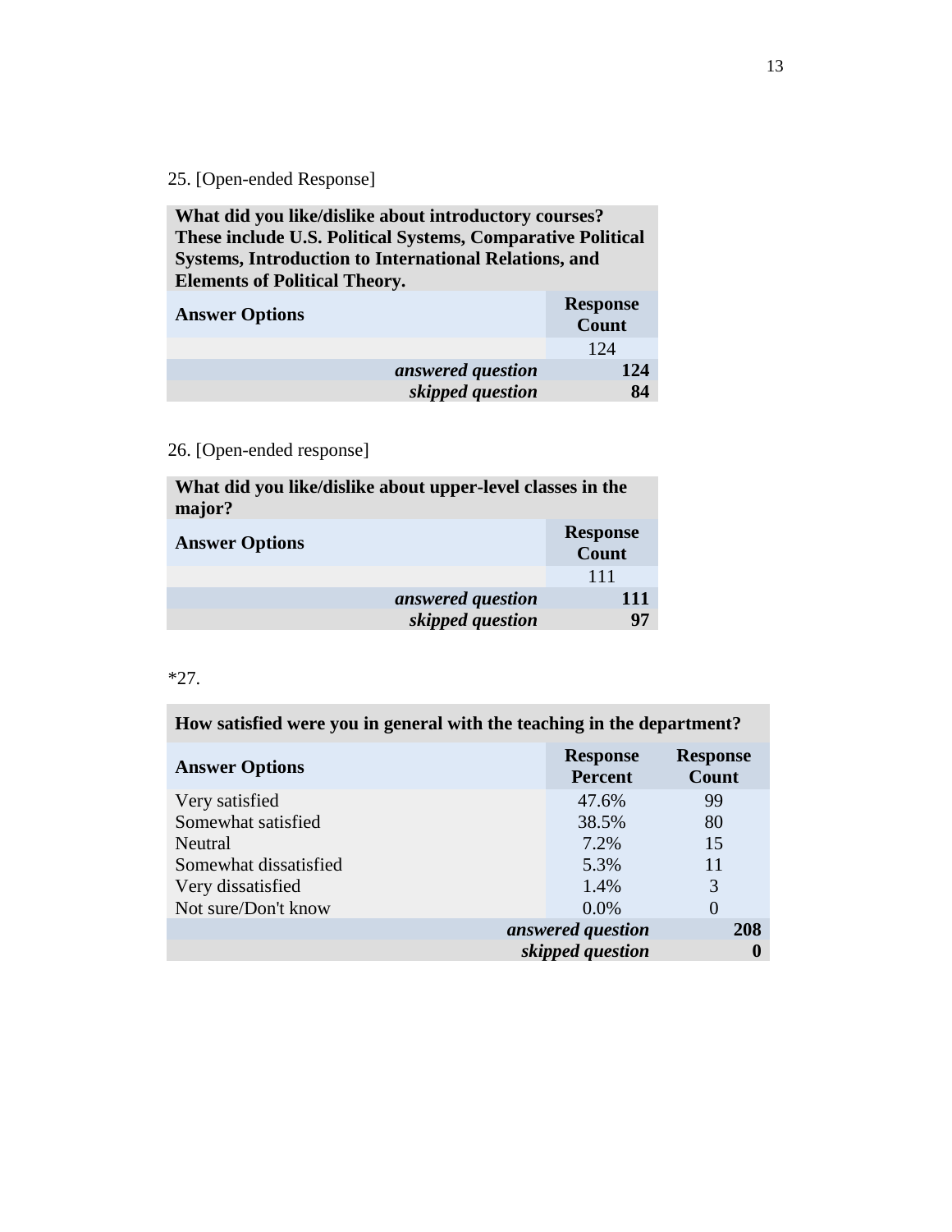25. [Open-ended Response]

| What did you like/dislike about introductory courses? These include U.S. Political Systems, Comparative Political Systems, Introduction to International Relations, and Elements of Political Theory. | |
|---|---|
| **Answer Options** | **Response Count** |
| | 124 |
| ***answered question*** | **124** |
| ***skipped question*** | **84** |

26. [Open-ended response]

| What did you like/dislike about upper-level classes in the major? | |
|---|---|
| **Answer Options** | **Response Count** |
| | 111 |
| ***answered question*** | **111** |
| ***skipped question*** | **97** |

*27.

| How satisfied were you in general with the teaching in the department? | | |
|---|---|---|
| **Answer Options** | **Response Percent** | **Response Count** |
| Very satisfied | 47.6% | 99 |
| Somewhat satisfied | 38.5% | 80 |
| Neutral | 7.2% | 15 |
| Somewhat dissatisfied | 5.3% | 11 |
| Very dissatisfied | 1.4% | 3 |
| Not sure/Don't know | 0.0% | 0 |
| | ***answered question*** | **208** |
| | ***skipped question*** | **0** |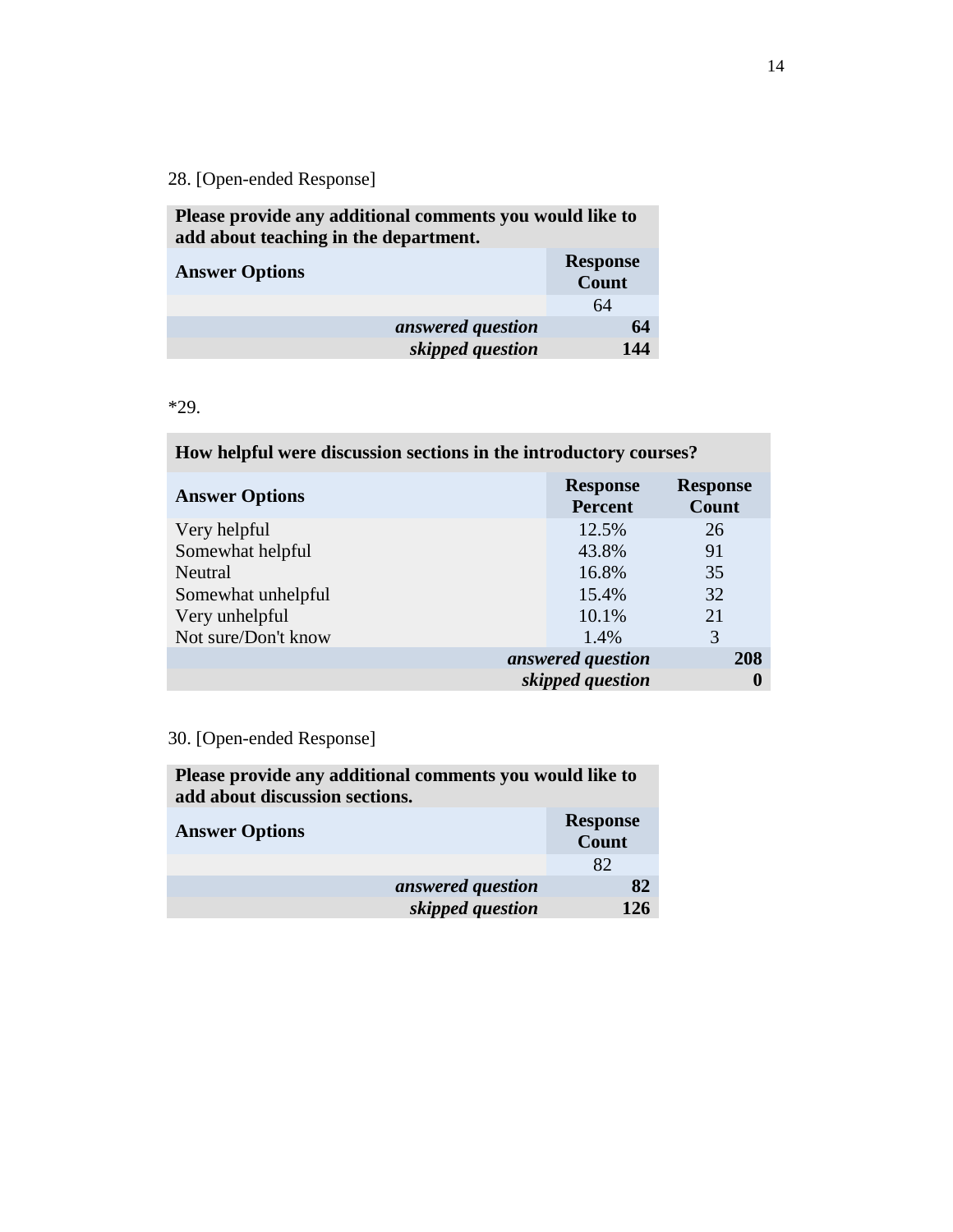28. [Open-ended Response]

| Please provide any additional comments you would like to add about teaching in the department. | |
|---|---|
| **Answer Options** | **Response Count** |
| | 64 |
| ***answered question*** | **64** |
| ***skipped question*** | **144** |

*29.

| How helpful were discussion sections in the introductory courses? | | |
|---|---|---|
| **Answer Options** | **Response Percent** | **Response Count** |
| Very helpful | 12.5% | 26 |
| Somewhat helpful | 43.8% | 91 |
| Neutral | 16.8% | 35 |
| Somewhat unhelpful | 15.4% | 32 |
| Very unhelpful | 10.1% | 21 |
| Not sure/Don't know | 1.4% | 3 |
| | ***answered question*** | **208** |
| | ***skipped question*** | **0** |

30. [Open-ended Response]

| Please provide any additional comments you would like to add about discussion sections. | |
|---|---|
| **Answer Options** | **Response Count** |
| | 82 |
| ***answered question*** | **82** |
| ***skipped question*** | **126** |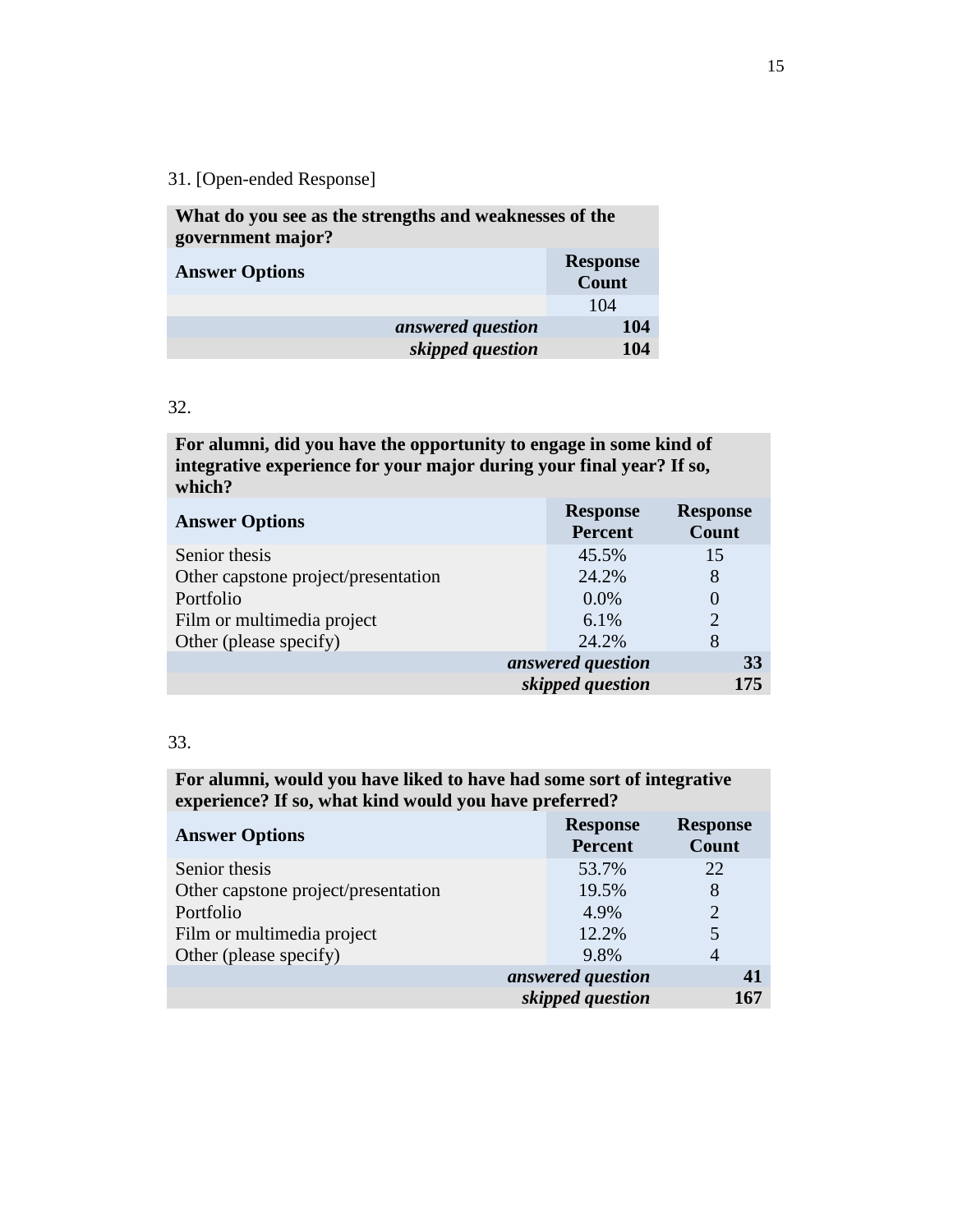31. [Open-ended Response]

| What do you see as the strengths and weaknesses of the government major? | |
|---|---|
| **Answer Options** | **Response Count** |
| | 104 |
| ***answered question*** | **104** |
| ***skipped question*** | **104** |

32.

| For alumni, did you have the opportunity to engage in some kind of integrative experience for your major during your final year? If so, which? | | |
|---|---|---|
| **Answer Options** | **Response Percent** | **Response Count** |
| Senior thesis | 45.5% | 15 |
| Other capstone project/presentation | 24.2% | 8 |
| Portfolio | 0.0% | 0 |
| Film or multimedia project | 6.1% | 2 |
| Other (please specify) | 24.2% | 8 |
| | ***answered question*** | **33** |
| | ***skipped question*** | **175** |

33.

| For alumni, would you have liked to have had some sort of integrative experience? If so, what kind would you have preferred? | | |
|---|---|---|
| **Answer Options** | **Response Percent** | **Response Count** |
| Senior thesis | 53.7% | 22 |
| Other capstone project/presentation | 19.5% | 8 |
| Portfolio | 4.9% | 2 |
| Film or multimedia project | 12.2% | 5 |
| Other (please specify) | 9.8% | 4 |
| | ***answered question*** | **41** |
| | ***skipped question*** | **167** |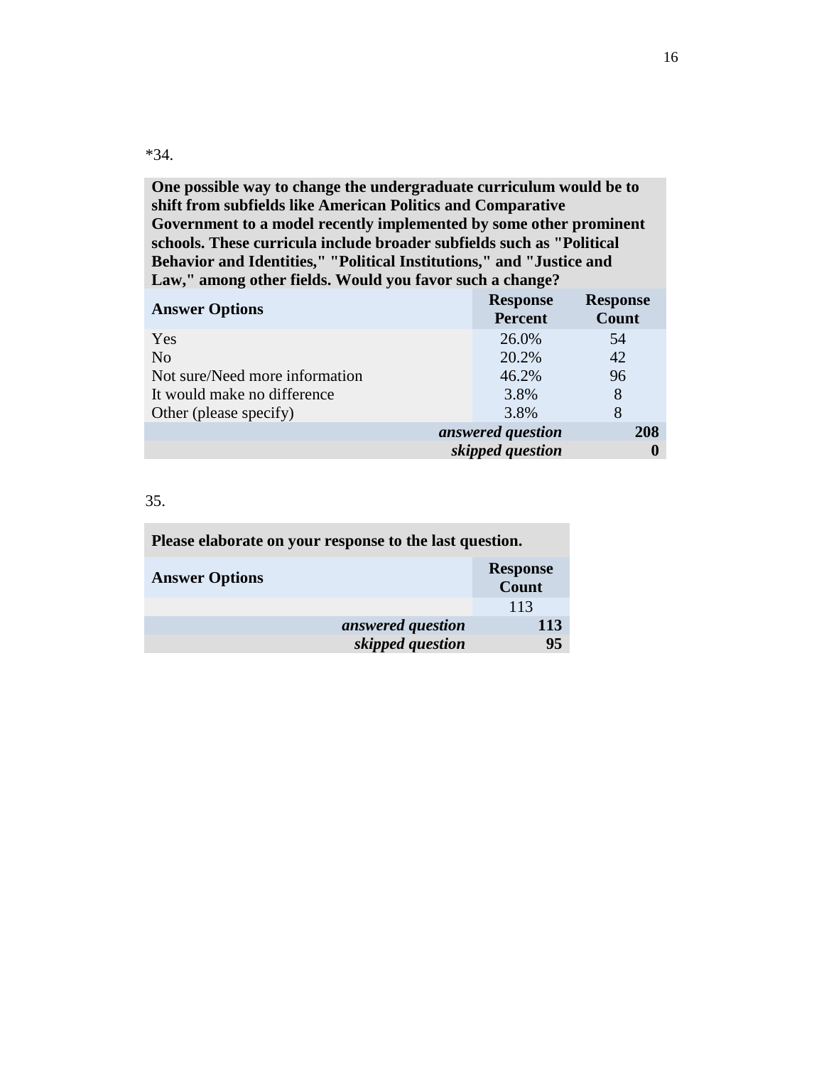*34.

| One possible way to change the undergraduate curriculum would be to shift from subfields like American Politics and Comparative Government to a model recently implemented by some other prominent schools. These curricula include broader subfields such as "Political Behavior and Identities," "Political Institutions," and "Justice and Law," among other fields. Would you favor such a change? | | |
|---|---|---|
| **Answer Options** | **Response Percent** | **Response Count** |
| Yes | 26.0% | 54 |
| No | 20.2% | 42 |
| Not sure/Need more information | 46.2% | 96 |
| It would make no difference | 3.8% | 8 |
| Other (please specify) | 3.8% | 8 |
| | ***answered question*** | **208** |
| | ***skipped question*** | **0** |

35.

| Please elaborate on your response to the last question. | |
|---|---|
| **Answer Options** | **Response Count** |
| | 113 |
| ***answered question*** | **113** |
| ***skipped question*** | **95** |